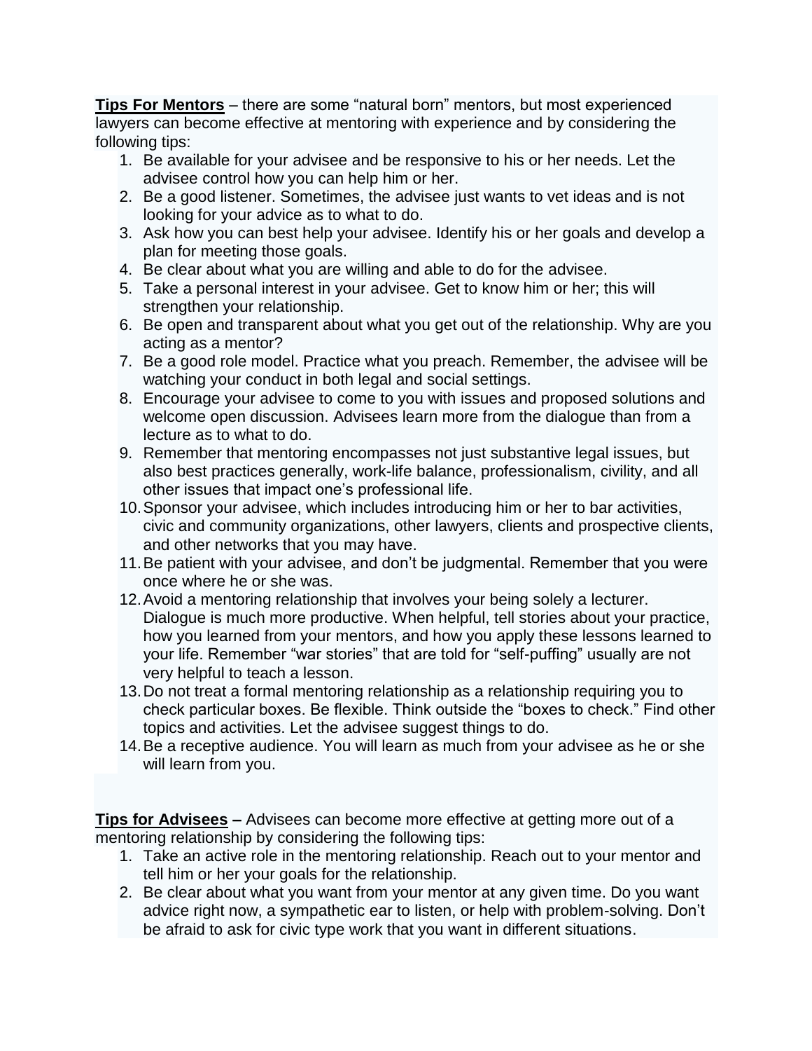**<u>Tips For Mentors</u>** – there are some "natural born" mentors, but most experienced lawyers can become effective at mentoring with experience and by considering the following tips:

1. Be available for your advisee and be responsive to his or her needs. Let the advisee control how you can help him or her.
2. Be a good listener. Sometimes, the advisee just wants to vet ideas and is not looking for your advice as to what to do.
3. Ask how you can best help your advisee. Identify his or her goals and develop a plan for meeting those goals.
4. Be clear about what you are willing and able to do for the advisee.
5. Take a personal interest in your advisee. Get to know him or her; this will strengthen your relationship.
6. Be open and transparent about what you get out of the relationship. Why are you acting as a mentor?
7. Be a good role model. Practice what you preach. Remember, the advisee will be watching your conduct in both legal and social settings.
8. Encourage your advisee to come to you with issues and proposed solutions and welcome open discussion. Advisees learn more from the dialogue than from a lecture as to what to do.
9. Remember that mentoring encompasses not just substantive legal issues, but also best practices generally, work-life balance, professionalism, civility, and all other issues that impact one's professional life.
10. Sponsor your advisee, which includes introducing him or her to bar activities, civic and community organizations, other lawyers, clients and prospective clients, and other networks that you may have.
11. Be patient with your advisee, and don't be judgmental. Remember that you were once where he or she was.
12. Avoid a mentoring relationship that involves your being solely a lecturer. Dialogue is much more productive. When helpful, tell stories about your practice, how you learned from your mentors, and how you apply these lessons learned to your life. Remember "war stories" that are told for "self-puffing" usually are not very helpful to teach a lesson.
13. Do not treat a formal mentoring relationship as a relationship requiring you to check particular boxes. Be flexible. Think outside the "boxes to check." Find other topics and activities. Let the advisee suggest things to do.
14. Be a receptive audience. You will learn as much from your advisee as he or she will learn from you.

**<u>Tips for Advisees</u> –** Advisees can become more effective at getting more out of a mentoring relationship by considering the following tips:

1. Take an active role in the mentoring relationship. Reach out to your mentor and tell him or her your goals for the relationship.
2. Be clear about what you want from your mentor at any given time. Do you want advice right now, a sympathetic ear to listen, or help with problem-solving. Don't be afraid to ask for civic type work that you want in different situations.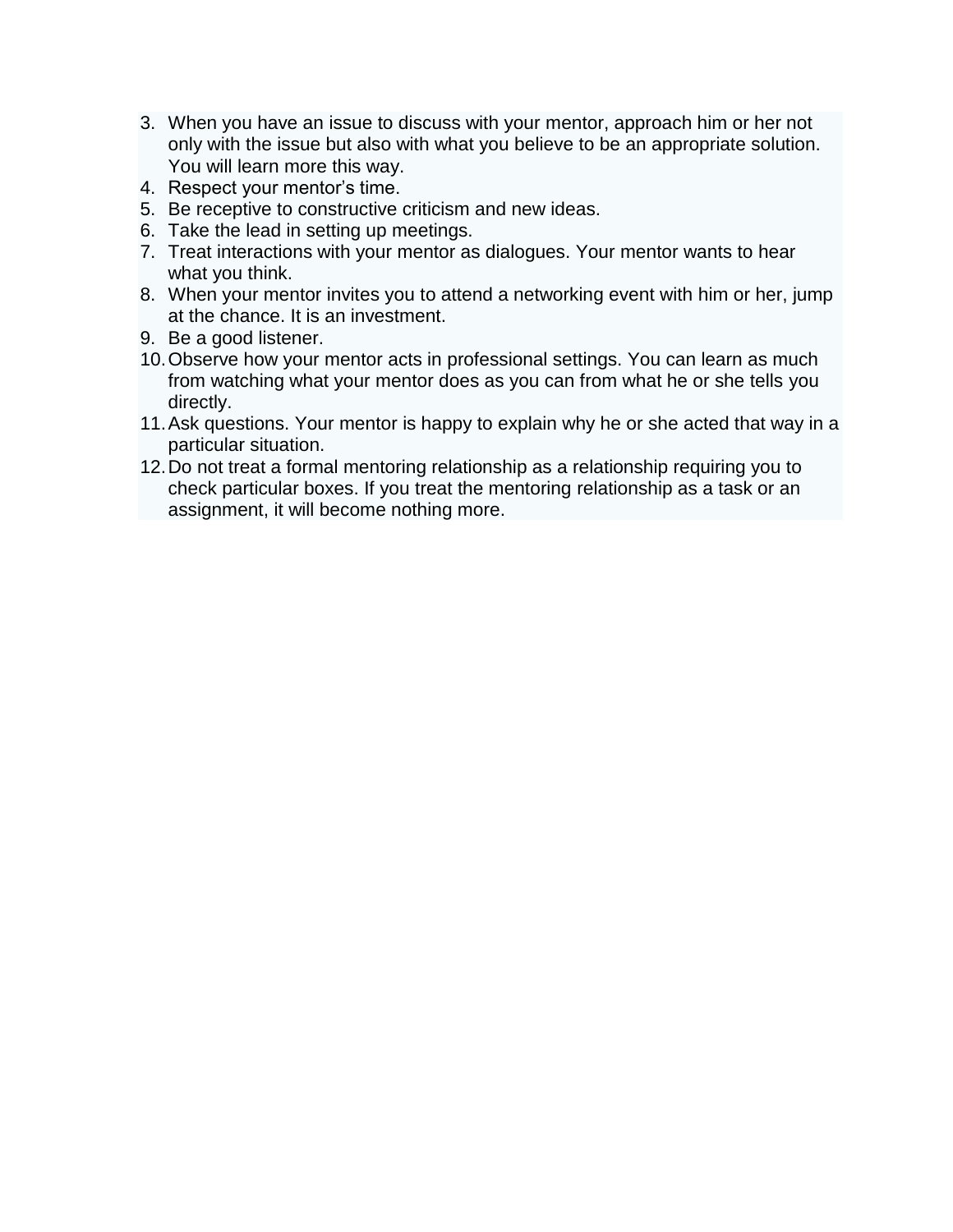3. When you have an issue to discuss with your mentor, approach him or her not only with the issue but also with what you believe to be an appropriate solution. You will learn more this way.
4. Respect your mentor's time.
5. Be receptive to constructive criticism and new ideas.
6. Take the lead in setting up meetings.
7. Treat interactions with your mentor as dialogues. Your mentor wants to hear what you think.
8. When your mentor invites you to attend a networking event with him or her, jump at the chance. It is an investment.
9. Be a good listener.
10. Observe how your mentor acts in professional settings. You can learn as much from watching what your mentor does as you can from what he or she tells you directly.
11. Ask questions. Your mentor is happy to explain why he or she acted that way in a particular situation.
12. Do not treat a formal mentoring relationship as a relationship requiring you to check particular boxes. If you treat the mentoring relationship as a task or an assignment, it will become nothing more.